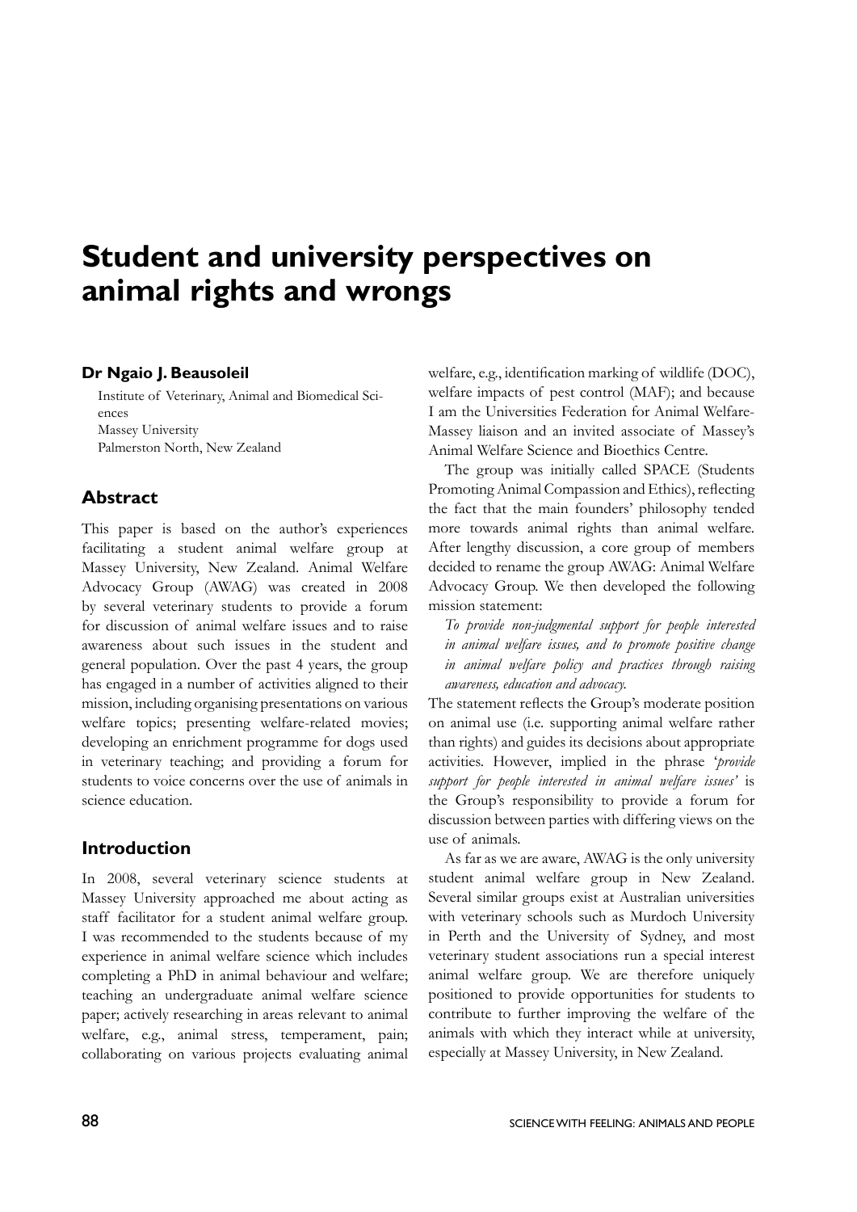# Student and university perspectives on animal rights and wrongs

**Dr Ngaio J. Beausoleil**

Institute of Veterinary, Animal and Biomedical Sciences
Massey University
Palmerston North, New Zealand

## Abstract

This paper is based on the author's experiences facilitating a student animal welfare group at Massey University, New Zealand. Animal Welfare Advocacy Group (AWAG) was created in 2008 by several veterinary students to provide a forum for discussion of animal welfare issues and to raise awareness about such issues in the student and general population. Over the past 4 years, the group has engaged in a number of activities aligned to their mission, including organising presentations on various welfare topics; presenting welfare-related movies; developing an enrichment programme for dogs used in veterinary teaching; and providing a forum for students to voice concerns over the use of animals in science education.

## Introduction

In 2008, several veterinary science students at Massey University approached me about acting as staff facilitator for a student animal welfare group. I was recommended to the students because of my experience in animal welfare science which includes completing a PhD in animal behaviour and welfare; teaching an undergraduate animal welfare science paper; actively researching in areas relevant to animal welfare, e.g., animal stress, temperament, pain; collaborating on various projects evaluating animal welfare, e.g., identification marking of wildlife (DOC), welfare impacts of pest control (MAF); and because I am the Universities Federation for Animal Welfare-Massey liaison and an invited associate of Massey's Animal Welfare Science and Bioethics Centre.

The group was initially called SPACE (Students Promoting Animal Compassion and Ethics), reflecting the fact that the main founders' philosophy tended more towards animal rights than animal welfare. After lengthy discussion, a core group of members decided to rename the group AWAG: Animal Welfare Advocacy Group. We then developed the following mission statement:

*To provide non-judgmental support for people interested in animal welfare issues, and to promote positive change in animal welfare policy and practices through raising awareness, education and advocacy.*

The statement reflects the Group's moderate position on animal use (i.e. supporting animal welfare rather than rights) and guides its decisions about appropriate activities. However, implied in the phrase '*provide support for people interested in animal welfare issues*' is the Group's responsibility to provide a forum for discussion between parties with differing views on the use of animals.

As far as we are aware, AWAG is the only university student animal welfare group in New Zealand. Several similar groups exist at Australian universities with veterinary schools such as Murdoch University in Perth and the University of Sydney, and most veterinary student associations run a special interest animal welfare group. We are therefore uniquely positioned to provide opportunities for students to contribute to further improving the welfare of the animals with which they interact while at university, especially at Massey University, in New Zealand.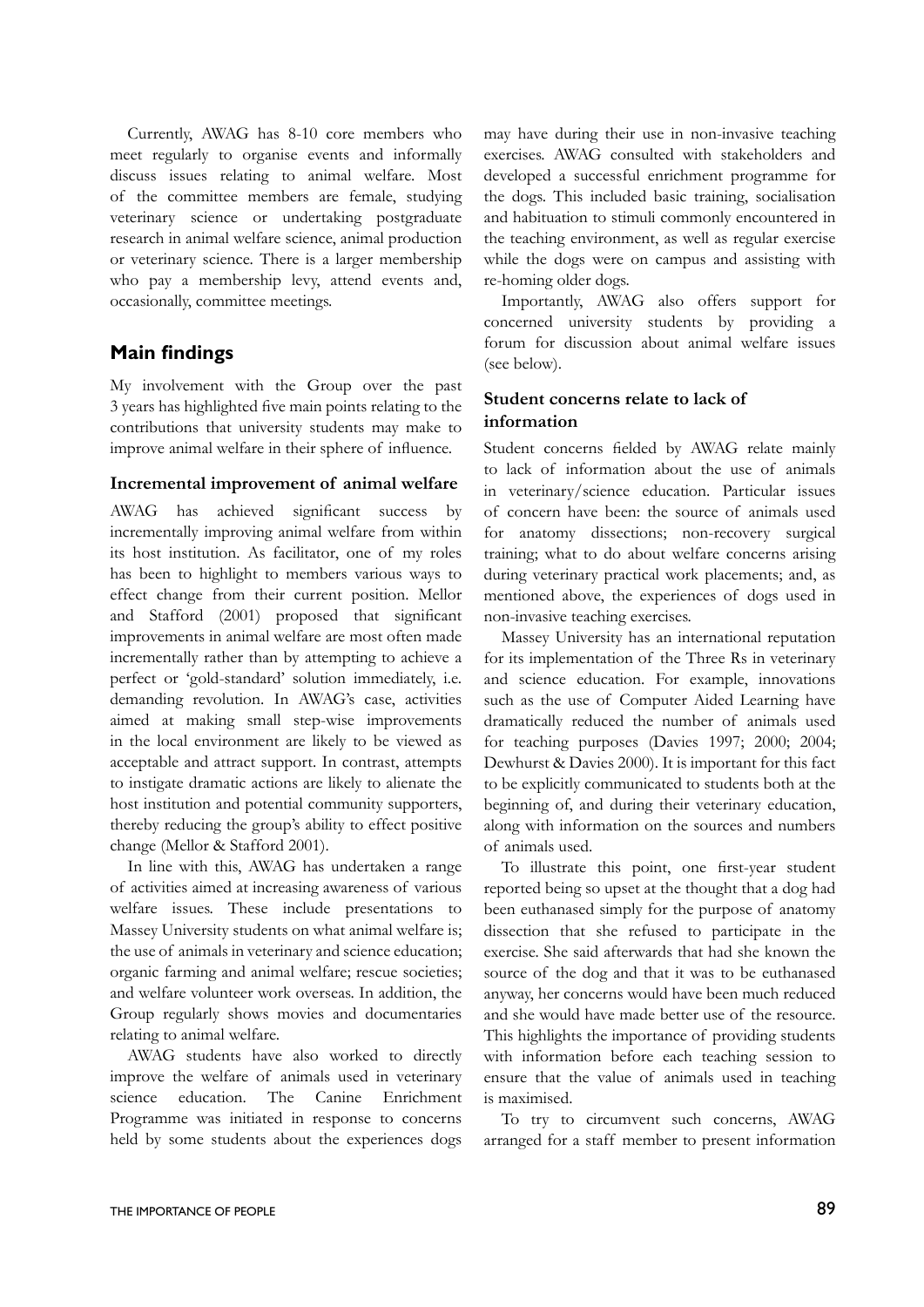Currently, AWAG has 8-10 core members who meet regularly to organise events and informally discuss issues relating to animal welfare. Most of the committee members are female, studying veterinary science or undertaking postgraduate research in animal welfare science, animal production or veterinary science. There is a larger membership who pay a membership levy, attend events and, occasionally, committee meetings.

## Main findings

My involvement with the Group over the past 3 years has highlighted five main points relating to the contributions that university students may make to improve animal welfare in their sphere of influence.

### Incremental improvement of animal welfare

AWAG has achieved significant success by incrementally improving animal welfare from within its host institution. As facilitator, one of my roles has been to highlight to members various ways to effect change from their current position. Mellor and Stafford (2001) proposed that significant improvements in animal welfare are most often made incrementally rather than by attempting to achieve a perfect or 'gold-standard' solution immediately, i.e. demanding revolution. In AWAG's case, activities aimed at making small step-wise improvements in the local environment are likely to be viewed as acceptable and attract support. In contrast, attempts to instigate dramatic actions are likely to alienate the host institution and potential community supporters, thereby reducing the group's ability to effect positive change (Mellor & Stafford 2001).

In line with this, AWAG has undertaken a range of activities aimed at increasing awareness of various welfare issues. These include presentations to Massey University students on what animal welfare is; the use of animals in veterinary and science education; organic farming and animal welfare; rescue societies; and welfare volunteer work overseas. In addition, the Group regularly shows movies and documentaries relating to animal welfare.

AWAG students have also worked to directly improve the welfare of animals used in veterinary science education. The Canine Enrichment Programme was initiated in response to concerns held by some students about the experiences dogs may have during their use in non-invasive teaching exercises. AWAG consulted with stakeholders and developed a successful enrichment programme for the dogs. This included basic training, socialisation and habituation to stimuli commonly encountered in the teaching environment, as well as regular exercise while the dogs were on campus and assisting with re-homing older dogs.

Importantly, AWAG also offers support for concerned university students by providing a forum for discussion about animal welfare issues (see below).

### Student concerns relate to lack of information

Student concerns fielded by AWAG relate mainly to lack of information about the use of animals in veterinary/science education. Particular issues of concern have been: the source of animals used for anatomy dissections; non-recovery surgical training; what to do about welfare concerns arising during veterinary practical work placements; and, as mentioned above, the experiences of dogs used in non-invasive teaching exercises.

Massey University has an international reputation for its implementation of the Three Rs in veterinary and science education. For example, innovations such as the use of Computer Aided Learning have dramatically reduced the number of animals used for teaching purposes (Davies 1997; 2000; 2004; Dewhurst & Davies 2000). It is important for this fact to be explicitly communicated to students both at the beginning of, and during their veterinary education, along with information on the sources and numbers of animals used.

To illustrate this point, one first-year student reported being so upset at the thought that a dog had been euthanased simply for the purpose of anatomy dissection that she refused to participate in the exercise. She said afterwards that had she known the source of the dog and that it was to be euthanased anyway, her concerns would have been much reduced and she would have made better use of the resource. This highlights the importance of providing students with information before each teaching session to ensure that the value of animals used in teaching is maximised.

To try to circumvent such concerns, AWAG arranged for a staff member to present information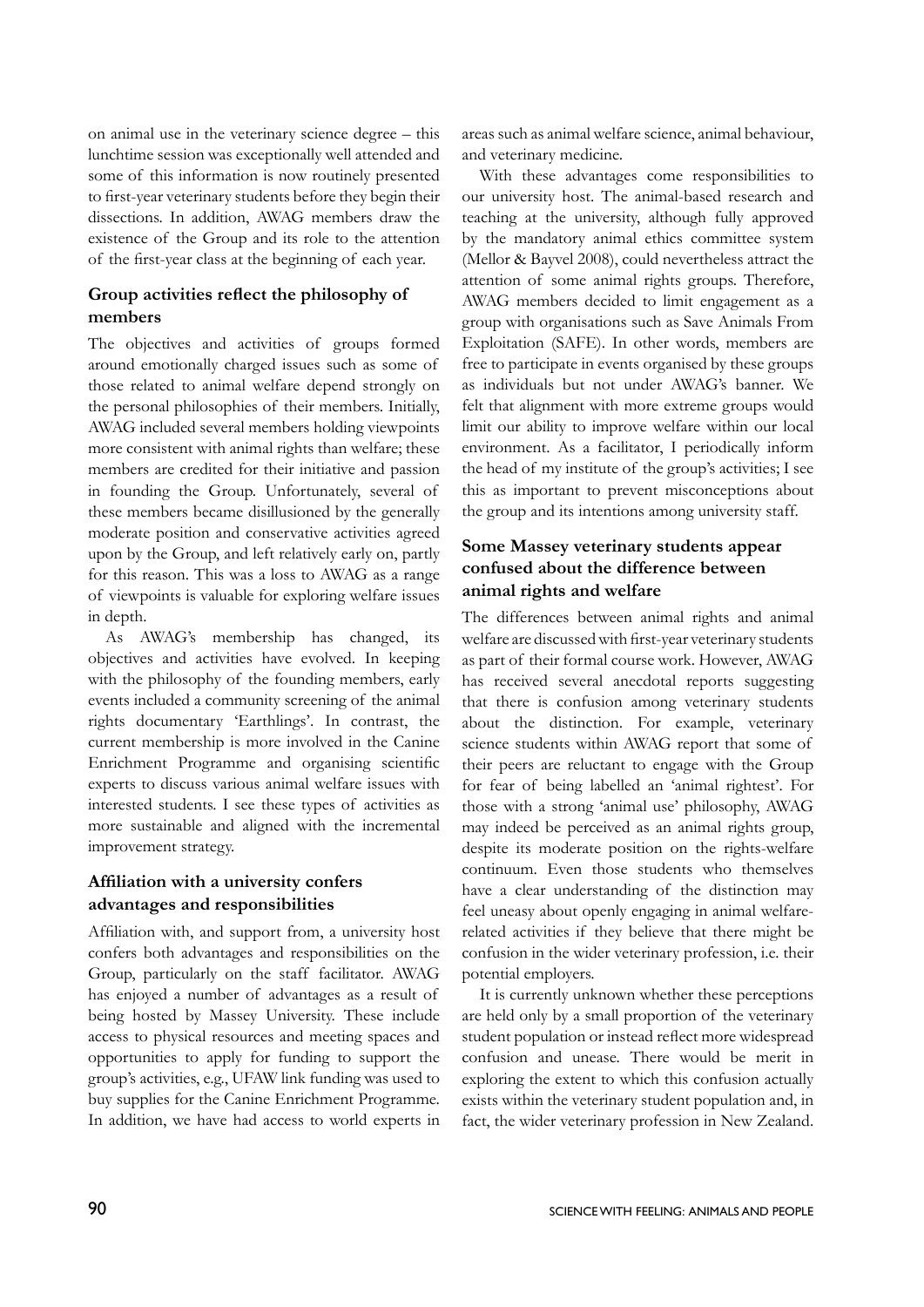on animal use in the veterinary science degree – this lunchtime session was exceptionally well attended and some of this information is now routinely presented to first-year veterinary students before they begin their dissections. In addition, AWAG members draw the existence of the Group and its role to the attention of the first-year class at the beginning of each year.

### Group activities reflect the philosophy of members

The objectives and activities of groups formed around emotionally charged issues such as some of those related to animal welfare depend strongly on the personal philosophies of their members. Initially, AWAG included several members holding viewpoints more consistent with animal rights than welfare; these members are credited for their initiative and passion in founding the Group. Unfortunately, several of these members became disillusioned by the generally moderate position and conservative activities agreed upon by the Group, and left relatively early on, partly for this reason. This was a loss to AWAG as a range of viewpoints is valuable for exploring welfare issues in depth.

As AWAG's membership has changed, its objectives and activities have evolved. In keeping with the philosophy of the founding members, early events included a community screening of the animal rights documentary 'Earthlings'. In contrast, the current membership is more involved in the Canine Enrichment Programme and organising scientific experts to discuss various animal welfare issues with interested students. I see these types of activities as more sustainable and aligned with the incremental improvement strategy.

### Affiliation with a university confers advantages and responsibilities

Affiliation with, and support from, a university host confers both advantages and responsibilities on the Group, particularly on the staff facilitator. AWAG has enjoyed a number of advantages as a result of being hosted by Massey University. These include access to physical resources and meeting spaces and opportunities to apply for funding to support the group's activities, e.g., UFAW link funding was used to buy supplies for the Canine Enrichment Programme. In addition, we have had access to world experts in areas such as animal welfare science, animal behaviour, and veterinary medicine.

With these advantages come responsibilities to our university host. The animal-based research and teaching at the university, although fully approved by the mandatory animal ethics committee system (Mellor & Bayvel 2008), could nevertheless attract the attention of some animal rights groups. Therefore, AWAG members decided to limit engagement as a group with organisations such as Save Animals From Exploitation (SAFE). In other words, members are free to participate in events organised by these groups as individuals but not under AWAG's banner. We felt that alignment with more extreme groups would limit our ability to improve welfare within our local environment. As a facilitator, I periodically inform the head of my institute of the group's activities; I see this as important to prevent misconceptions about the group and its intentions among university staff.

### Some Massey veterinary students appear confused about the difference between animal rights and welfare

The differences between animal rights and animal welfare are discussed with first-year veterinary students as part of their formal course work. However, AWAG has received several anecdotal reports suggesting that there is confusion among veterinary students about the distinction. For example, veterinary science students within AWAG report that some of their peers are reluctant to engage with the Group for fear of being labelled an 'animal rightest'. For those with a strong 'animal use' philosophy, AWAG may indeed be perceived as an animal rights group, despite its moderate position on the rights-welfare continuum. Even those students who themselves have a clear understanding of the distinction may feel uneasy about openly engaging in animal welfare-related activities if they believe that there might be confusion in the wider veterinary profession, i.e. their potential employers.

It is currently unknown whether these perceptions are held only by a small proportion of the veterinary student population or instead reflect more widespread confusion and unease. There would be merit in exploring the extent to which this confusion actually exists within the veterinary student population and, in fact, the wider veterinary profession in New Zealand.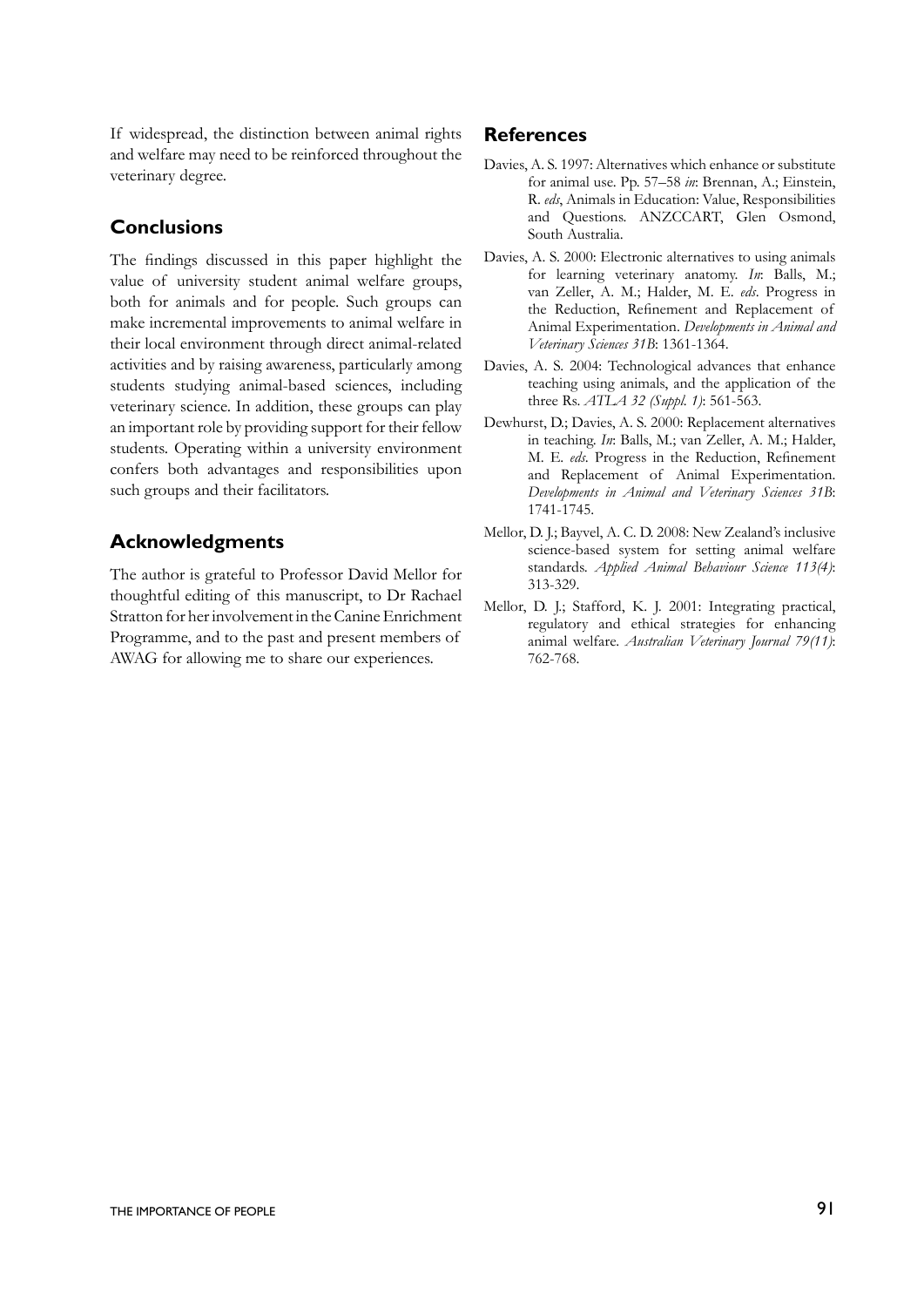If widespread, the distinction between animal rights and welfare may need to be reinforced throughout the veterinary degree.

## Conclusions

The findings discussed in this paper highlight the value of university student animal welfare groups, both for animals and for people. Such groups can make incremental improvements to animal welfare in their local environment through direct animal-related activities and by raising awareness, particularly among students studying animal-based sciences, including veterinary science. In addition, these groups can play an important role by providing support for their fellow students. Operating within a university environment confers both advantages and responsibilities upon such groups and their facilitators.

## Acknowledgments

The author is grateful to Professor David Mellor for thoughtful editing of this manuscript, to Dr Rachael Stratton for her involvement in the Canine Enrichment Programme, and to the past and present members of AWAG for allowing me to share our experiences.

## References

Davies, A. S. 1997: Alternatives which enhance or substitute for animal use. Pp. 57–58 *in*: Brennan, A.; Einstein, R. *eds*, Animals in Education: Value, Responsibilities and Questions. ANZCCART, Glen Osmond, South Australia.

Davies, A. S. 2000: Electronic alternatives to using animals for learning veterinary anatomy. *In*: Balls, M.; van Zeller, A. M.; Halder, M. E. *eds*. Progress in the Reduction, Refinement and Replacement of Animal Experimentation. *Developments in Animal and Veterinary Sciences 31B*: 1361-1364.

Davies, A. S. 2004: Technological advances that enhance teaching using animals, and the application of the three Rs. *ATLA 32 (Suppl. 1)*: 561-563.

Dewhurst, D.; Davies, A. S. 2000: Replacement alternatives in teaching. *In*: Balls, M.; van Zeller, A. M.; Halder, M. E. *eds*. Progress in the Reduction, Refinement and Replacement of Animal Experimentation. *Developments in Animal and Veterinary Sciences 31B*: 1741-1745.

Mellor, D. J.; Bayvel, A. C. D. 2008: New Zealand's inclusive science-based system for setting animal welfare standards. *Applied Animal Behaviour Science 113(4)*: 313-329.

Mellor, D. J.; Stafford, K. J. 2001: Integrating practical, regulatory and ethical strategies for enhancing animal welfare. *Australian Veterinary Journal 79(11)*: 762-768.